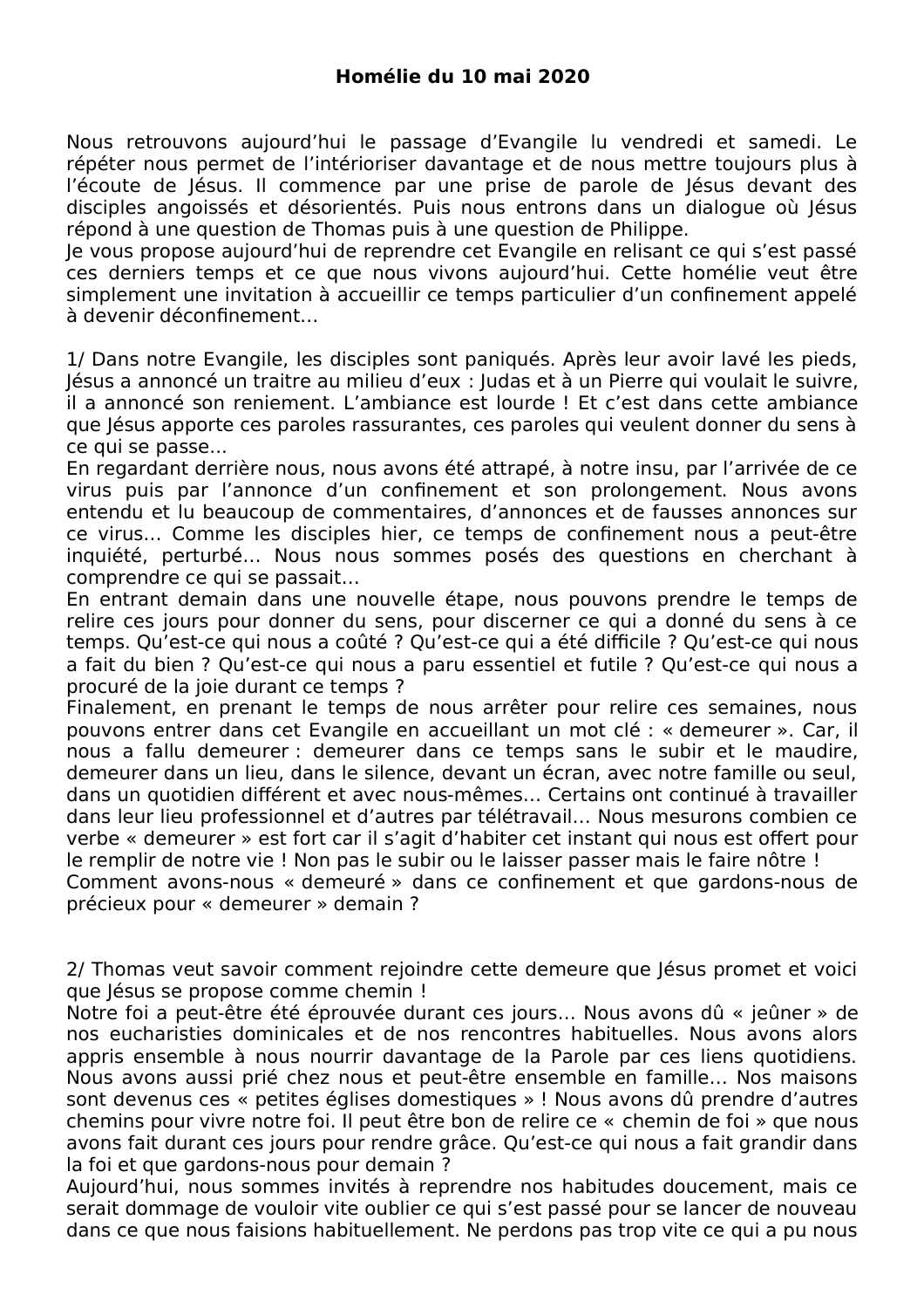**Homélie du 10 mai 2020**

Nous retrouvons aujourd'hui le passage d'Evangile lu vendredi et samedi. Le répéter nous permet de l'intérioriser davantage et de nous mettre toujours plus à l'écoute de Jésus. Il commence par une prise de parole de Jésus devant des disciples angoissés et désorientés. Puis nous entrons dans un dialogue où Jésus répond à une question de Thomas puis à une question de Philippe.
Je vous propose aujourd'hui de reprendre cet Evangile en relisant ce qui s'est passé ces derniers temps et ce que nous vivons aujourd'hui. Cette homélie veut être simplement une invitation à accueillir ce temps particulier d'un confinement appelé à devenir déconfinement…

1/ Dans notre Evangile, les disciples sont paniqués. Après leur avoir lavé les pieds, Jésus a annoncé un traitre au milieu d'eux : Judas et à un Pierre qui voulait le suivre, il a annoncé son reniement. L'ambiance est lourde ! Et c'est dans cette ambiance que Jésus apporte ces paroles rassurantes, ces paroles qui veulent donner du sens à ce qui se passe…
En regardant derrière nous, nous avons été attrapé, à notre insu, par l'arrivée de ce virus puis par l'annonce d'un confinement et son prolongement. Nous avons entendu et lu beaucoup de commentaires, d'annonces et de fausses annonces sur ce virus… Comme les disciples hier, ce temps de confinement nous a peut-être inquiété, perturbé… Nous nous sommes posés des questions en cherchant à comprendre ce qui se passait…
En entrant demain dans une nouvelle étape, nous pouvons prendre le temps de relire ces jours pour donner du sens, pour discerner ce qui a donné du sens à ce temps. Qu'est-ce qui nous a coûté ? Qu'est-ce qui a été difficile ? Qu'est-ce qui nous a fait du bien ? Qu'est-ce qui nous a paru essentiel et futile ? Qu'est-ce qui nous a procuré de la joie durant ce temps ?
Finalement, en prenant le temps de nous arrêter pour relire ces semaines, nous pouvons entrer dans cet Evangile en accueillant un mot clé : « demeurer ». Car, il nous a fallu demeurer : demeurer dans ce temps sans le subir et le maudire, demeurer dans un lieu, dans le silence, devant un écran, avec notre famille ou seul, dans un quotidien différent et avec nous-mêmes… Certains ont continué à travailler dans leur lieu professionnel et d'autres par télétravail… Nous mesurons combien ce verbe « demeurer » est fort car il s'agit d'habiter cet instant qui nous est offert pour le remplir de notre vie ! Non pas le subir ou le laisser passer mais le faire nôtre !
Comment avons-nous « demeuré » dans ce confinement et que gardons-nous de précieux pour « demeurer » demain ?

2/ Thomas veut savoir comment rejoindre cette demeure que Jésus promet et voici que Jésus se propose comme chemin !
Notre foi a peut-être été éprouvée durant ces jours… Nous avons dû « jeûner » de nos eucharisties dominicales et de nos rencontres habituelles. Nous avons alors appris ensemble à nous nourrir davantage de la Parole par ces liens quotidiens. Nous avons aussi prié chez nous et peut-être ensemble en famille… Nos maisons sont devenus ces « petites églises domestiques » ! Nous avons dû prendre d'autres chemins pour vivre notre foi. Il peut être bon de relire ce « chemin de foi » que nous avons fait durant ces jours pour rendre grâce. Qu'est-ce qui nous a fait grandir dans la foi et que gardons-nous pour demain ?
Aujourd'hui, nous sommes invités à reprendre nos habitudes doucement, mais ce serait dommage de vouloir vite oublier ce qui s'est passé pour se lancer de nouveau dans ce que nous faisions habituellement. Ne perdons pas trop vite ce qui a pu nous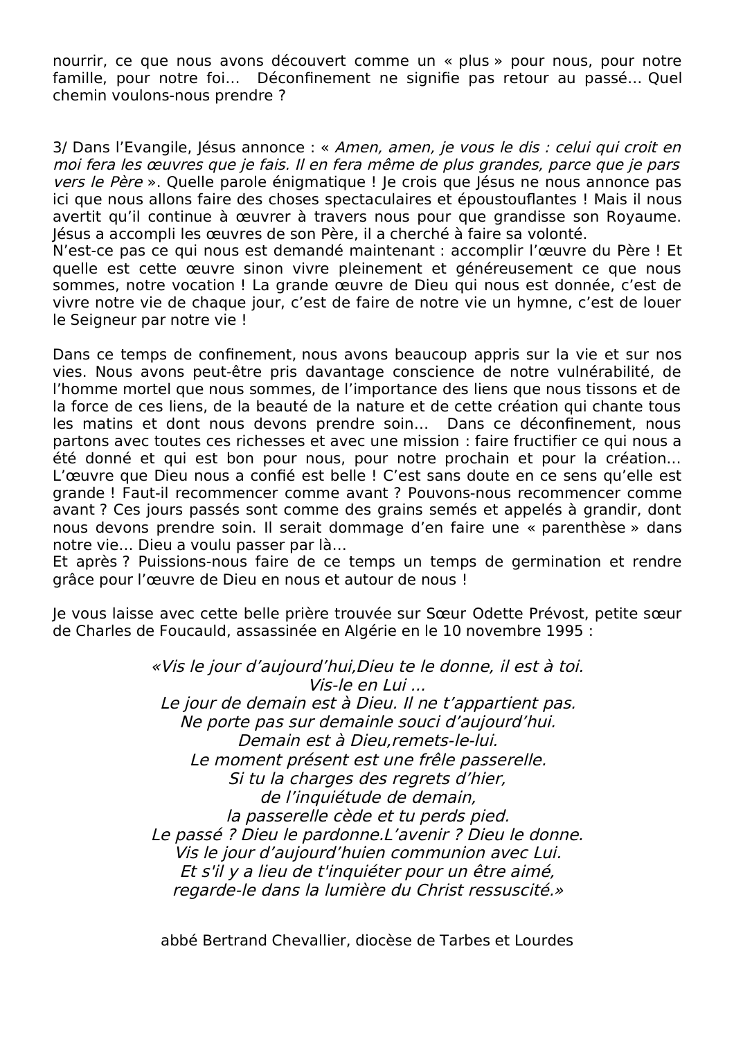nourrir, ce que nous avons découvert comme un « plus » pour nous, pour notre famille, pour notre foi… Déconfinement ne signifie pas retour au passé… Quel chemin voulons-nous prendre ?

3/ Dans l'Evangile, Jésus annonce : « *Amen, amen, je vous le dis : celui qui croit en moi fera les œuvres que je fais. Il en fera même de plus grandes, parce que je pars vers le Père* ». Quelle parole énigmatique ! Je crois que Jésus ne nous annonce pas ici que nous allons faire des choses spectaculaires et époustouflantes ! Mais il nous avertit qu'il continue à œuvrer à travers nous pour que grandisse son Royaume. Jésus a accompli les œuvres de son Père, il a cherché à faire sa volonté.
N'est-ce pas ce qui nous est demandé maintenant : accomplir l'œuvre du Père ! Et quelle est cette œuvre sinon vivre pleinement et généreusement ce que nous sommes, notre vocation ! La grande œuvre de Dieu qui nous est donnée, c'est de vivre notre vie de chaque jour, c'est de faire de notre vie un hymne, c'est de louer le Seigneur par notre vie !

Dans ce temps de confinement, nous avons beaucoup appris sur la vie et sur nos vies. Nous avons peut-être pris davantage conscience de notre vulnérabilité, de l'homme mortel que nous sommes, de l'importance des liens que nous tissons et de la force de ces liens, de la beauté de la nature et de cette création qui chante tous les matins et dont nous devons prendre soin… Dans ce déconfinement, nous partons avec toutes ces richesses et avec une mission : faire fructifier ce qui nous a été donné et qui est bon pour nous, pour notre prochain et pour la création… L'œuvre que Dieu nous a confié est belle ! C'est sans doute en ce sens qu'elle est grande ! Faut-il recommencer comme avant ? Pouvons-nous recommencer comme avant ? Ces jours passés sont comme des grains semés et appelés à grandir, dont nous devons prendre soin. Il serait dommage d'en faire une « parenthèse » dans notre vie… Dieu a voulu passer par là…
Et après ? Puissions-nous faire de ce temps un temps de germination et rendre grâce pour l'œuvre de Dieu en nous et autour de nous !

Je vous laisse avec cette belle prière trouvée sur Sœur Odette Prévost, petite sœur de Charles de Foucauld, assassinée en Algérie en le 10 novembre 1995 :

*«Vis le jour d'aujourd'hui,Dieu te le donne, il est à toi.*
*Vis-le en Lui ...*
*Le jour de demain est à Dieu. Il ne t'appartient pas.*
*Ne porte pas sur demainle souci d'aujourd'hui.*
*Demain est à Dieu,remets-le-lui.*
*Le moment présent est une frêle passerelle.*
*Si tu la charges des regrets d'hier,*
*de l'inquiétude de demain,*
*la passerelle cède et tu perds pied.*
*Le passé ? Dieu le pardonne.L'avenir ? Dieu le donne.*
*Vis le jour d'aujourd'huien communion avec Lui.*
*Et s'il y a lieu de t'inquiéter pour un être aimé,*
*regarde-le dans la lumière du Christ ressuscité.»*

abbé Bertrand Chevallier, diocèse de Tarbes et Lourdes